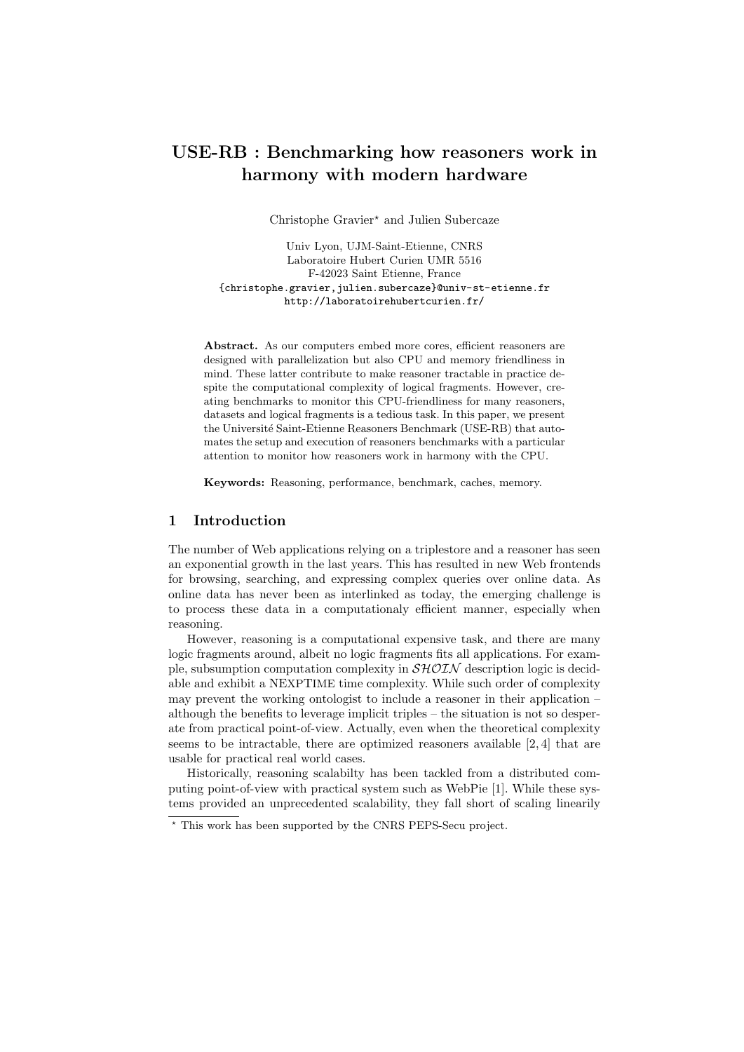# USE-RB : Benchmarking how reasoners work in harmony with modern hardware

Christophe Gravier* and Julien Subercaze

Univ Lyon, UJM-Saint-Etienne, CNRS
Laboratoire Hubert Curien UMR 5516
F-42023 Saint Etienne, France
{christophe.gravier,julien.subercaze}@univ-st-etienne.fr
http://laboratoirehubertcurien.fr/

**Abstract.** As our computers embed more cores, efficient reasoners are designed with parallelization but also CPU and memory friendliness in mind. These latter contribute to make reasoner tractable in practice despite the computational complexity of logical fragments. However, creating benchmarks to monitor this CPU-friendliness for many reasoners, datasets and logical fragments is a tedious task. In this paper, we present the Université Saint-Etienne Reasoners Benchmark (USE-RB) that automates the setup and execution of reasoners benchmarks with a particular attention to monitor how reasoners work in harmony with the CPU.

**Keywords:** Reasoning, performance, benchmark, caches, memory.

## 1 Introduction

The number of Web applications relying on a triplestore and a reasoner has seen an exponential growth in the last years. This has resulted in new Web frontends for browsing, searching, and expressing complex queries over online data. As online data has never been as interlinked as today, the emerging challenge is to process these data in a computationaly efficient manner, especially when reasoning.

However, reasoning is a computational expensive task, and there are many logic fragments around, albeit no logic fragments fits all applications. For example, subsumption computation complexity in $\mathcal{SHOIN}$ description logic is decidable and exhibit a NEXPTIME time complexity. While such order of complexity may prevent the working ontologist to include a reasoner in their application – although the benefits to leverage implicit triples – the situation is not so desperate from practical point-of-view. Actually, even when the theoretical complexity seems to be intractable, there are optimized reasoners available [2, 4] that are usable for practical real world cases.

Historically, reasoning scalabilty has been tackled from a distributed computing point-of-view with practical system such as WebPie [1]. While these systems provided an unprecedented scalability, they fall short of scaling linearly

* This work has been supported by the CNRS PEPS-Secu project.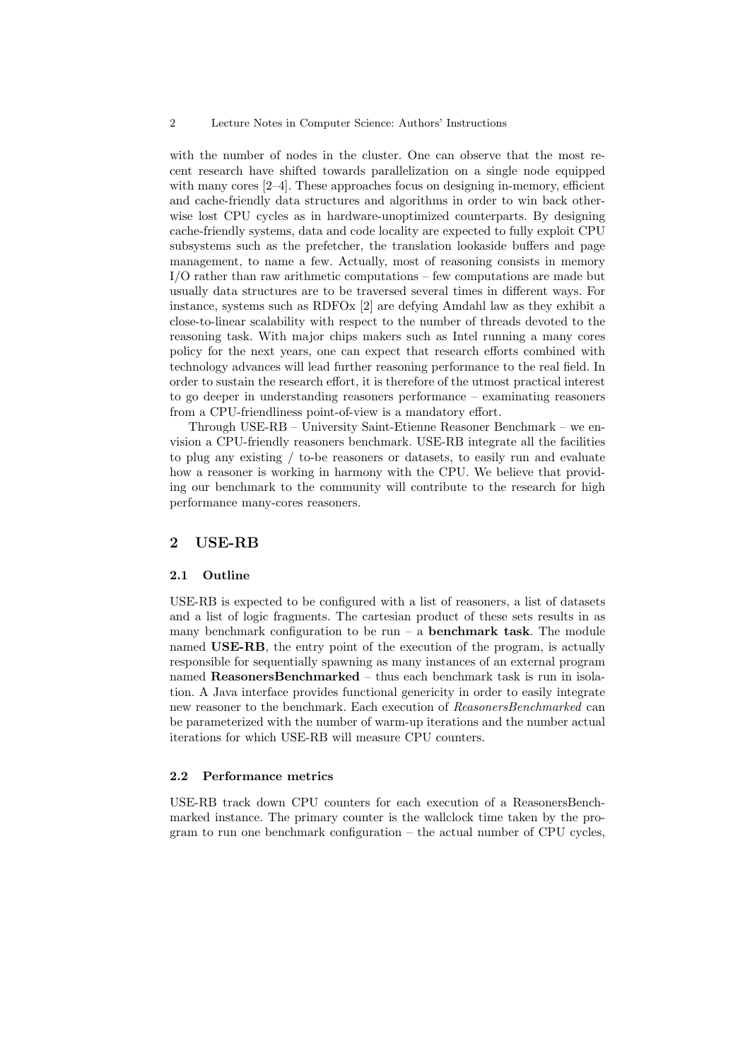with the number of nodes in the cluster. One can observe that the most recent research have shifted towards parallelization on a single node equipped with many cores [2–4]. These approaches focus on designing in-memory, efficient and cache-friendly data structures and algorithms in order to win back otherwise lost CPU cycles as in hardware-unoptimized counterparts. By designing cache-friendly systems, data and code locality are expected to fully exploit CPU subsystems such as the prefetcher, the translation lookaside buffers and page management, to name a few. Actually, most of reasoning consists in memory I/O rather than raw arithmetic computations – few computations are made but usually data structures are to be traversed several times in different ways. For instance, systems such as RDFOx [2] are defying Amdahl law as they exhibit a close-to-linear scalability with respect to the number of threads devoted to the reasoning task. With major chips makers such as Intel running a many cores policy for the next years, one can expect that research efforts combined with technology advances will lead further reasoning performance to the real field. In order to sustain the research effort, it is therefore of the utmost practical interest to go deeper in understanding reasoners performance – examinating reasoners from a CPU-friendliness point-of-view is a mandatory effort.

Through USE-RB – University Saint-Etienne Reasoner Benchmark – we envision a CPU-friendly reasoners benchmark. USE-RB integrate all the facilities to plug any existing / to-be reasoners or datasets, to easily run and evaluate how a reasoner is working in harmony with the CPU. We believe that providing our benchmark to the community will contribute to the research for high performance many-cores reasoners.

## 2 USE-RB

### 2.1 Outline

USE-RB is expected to be configured with a list of reasoners, a list of datasets and a list of logic fragments. The cartesian product of these sets results in as many benchmark configuration to be run – a **benchmark task**. The module named **USE-RB**, the entry point of the execution of the program, is actually responsible for sequentially spawning as many instances of an external program named **ReasonersBenchmarked** – thus each benchmark task is run in isolation. A Java interface provides functional genericity in order to easily integrate new reasoner to the benchmark. Each execution of *ReasonersBenchmarked* can be parameterized with the number of warm-up iterations and the number actual iterations for which USE-RB will measure CPU counters.

### 2.2 Performance metrics

USE-RB track down CPU counters for each execution of a ReasonersBenchmarked instance. The primary counter is the wallclock time taken by the program to run one benchmark configuration – the actual number of CPU cycles,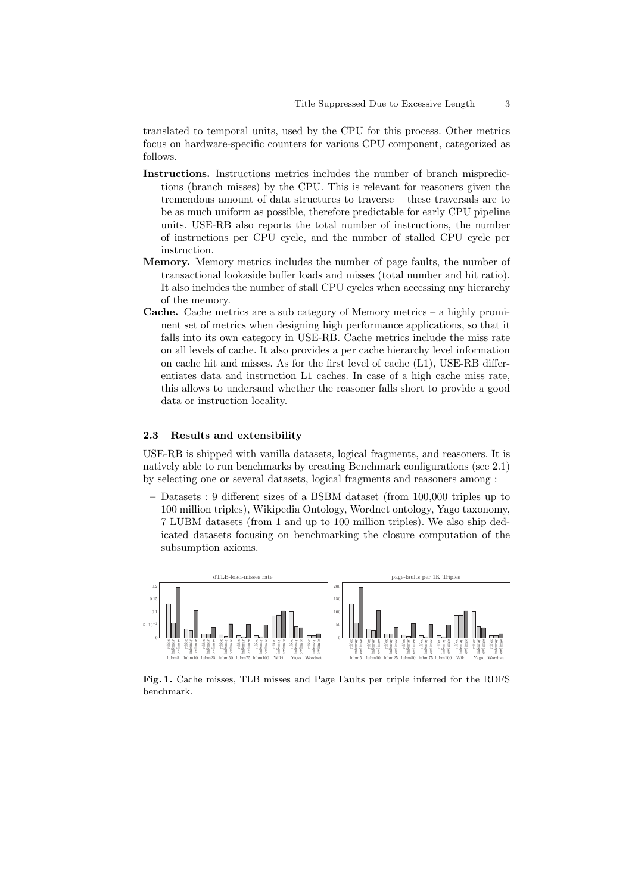translated to temporal units, used by the CPU for this process. Other metrics focus on hardware-specific counters for various CPU component, categorized as follows.

**Instructions.** Instructions metrics includes the number of branch mispredictions (branch misses) by the CPU. This is relevant for reasoners given the tremendous amount of data structures to traverse – these traversals are to be as much uniform as possible, therefore predictable for early CPU pipeline units. USE-RB also reports the total number of instructions, the number of instructions per CPU cycle, and the number of stalled CPU cycle per instruction.

**Memory.** Memory metrics includes the number of page faults, the number of transactional lookaside buffer loads and misses (total number and hit ratio). It also includes the number of stall CPU cycles when accessing any hierarchy of the memory.

**Cache.** Cache metrics are a sub category of Memory metrics – a highly prominent set of metrics when designing high performance applications, so that it falls into its own category in USE-RB. Cache metrics include the miss rate on all levels of cache. It also provides a per cache hierarchy level information on cache hit and misses. As for the first level of cache (L1), USE-RB differentiates data and instruction L1 caches. In case of a high cache miss rate, this allows to undersand whether the reasoner falls short to provide a good data or instruction locality.

### 2.3 Results and extensibility

USE-RB is shipped with vanilla datasets, logical fragments, and reasoners. It is natively able to run benchmarks by creating Benchmark configurations (see 2.1) by selecting one or several datasets, logical fragments and reasoners among :

- Datasets : 9 different sizes of a BSBM dataset (from 100,000 triples up to 100 million triples), Wikipedia Ontology, Wordnet ontology, Yago taxonomy, 7 LUBM datasets (from 1 and up to 100 million triples). We also ship dedicated datasets focusing on benchmarking the closure computation of the subsumption axioms.

**Fig. 1.** Cache misses, TLB misses and Page Faults per triple inferred for the RDFS benchmark.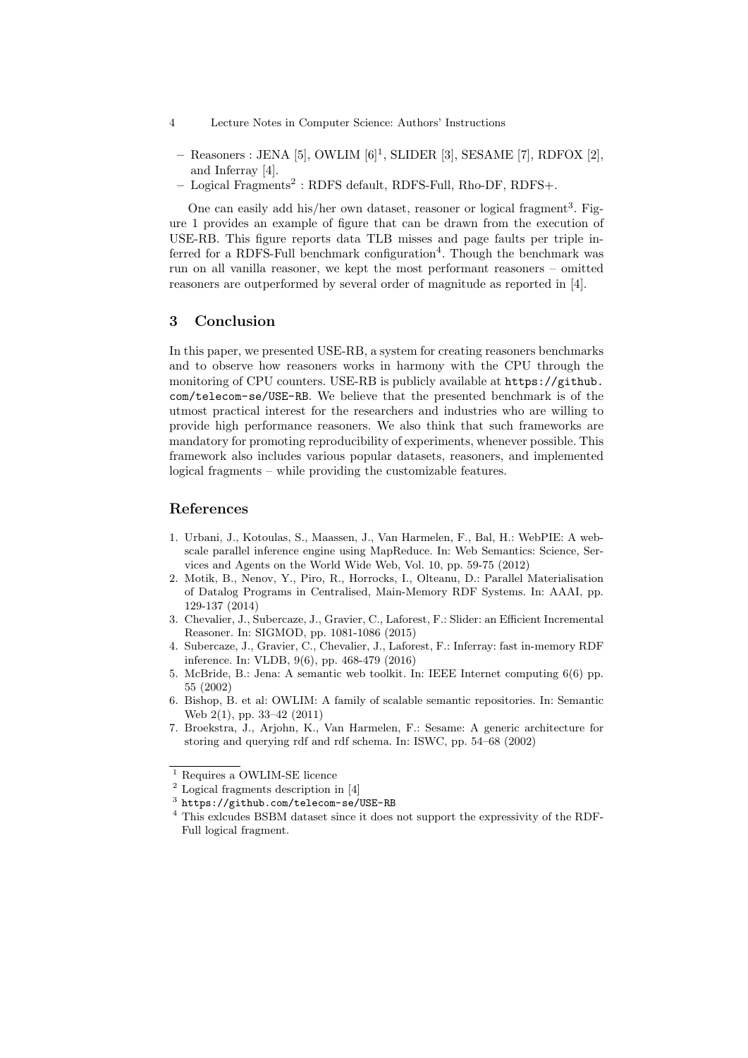- Reasoners : JENA [5], OWLIM [6][1], SLIDER [3], SESAME [7], RDFOX [2], and Inferray [4].
- Logical Fragments[2] : RDFS default, RDFS-Full, Rho-DF, RDFS+.

One can easily add his/her own dataset, reasoner or logical fragment[3]. Figure 1 provides an example of figure that can be drawn from the execution of USE-RB. This figure reports data TLB misses and page faults per triple inferred for a RDFS-Full benchmark configuration[4]. Though the benchmark was run on all vanilla reasoner, we kept the most performant reasoners – omitted reasoners are outperformed by several order of magnitude as reported in [4].

## 3 Conclusion

In this paper, we presented USE-RB, a system for creating reasoners benchmarks and to observe how reasoners works in harmony with the CPU through the monitoring of CPU counters. USE-RB is publicly available at `https://github.com/telecom-se/USE-RB`. We believe that the presented benchmark is of the utmost practical interest for the researchers and industries who are willing to provide high performance reasoners. We also think that such frameworks are mandatory for promoting reproducibility of experiments, whenever possible. This framework also includes various popular datasets, reasoners, and implemented logical fragments – while providing the customizable features.

## References

1. Urbani, J., Kotoulas, S., Maassen, J., Van Harmelen, F., Bal, H.: WebPIE: A web-scale parallel inference engine using MapReduce. In: Web Semantics: Science, Services and Agents on the World Wide Web, Vol. 10, pp. 59-75 (2012)
2. Motik, B., Nenov, Y., Piro, R., Horrocks, I., Olteanu, D.: Parallel Materialisation of Datalog Programs in Centralised, Main-Memory RDF Systems. In: AAAI, pp. 129-137 (2014)
3. Chevalier, J., Subercaze, J., Gravier, C., Laforest, F.: Slider: an Efficient Incremental Reasoner. In: SIGMOD, pp. 1081-1086 (2015)
4. Subercaze, J., Gravier, C., Chevalier, J., Laforest, F.: Inferray: fast in-memory RDF inference. In: VLDB, 9(6), pp. 468-479 (2016)
5. McBride, B.: Jena: A semantic web toolkit. In: IEEE Internet computing 6(6) pp. 55 (2002)
6. Bishop, B. et al: OWLIM: A family of scalable semantic repositories. In: Semantic Web 2(1), pp. 33–42 (2011)
7. Broekstra, J., Arjohn, K., Van Harmelen, F.: Sesame: A generic architecture for storing and querying rdf and rdf schema. In: ISWC, pp. 54–68 (2002)

---

[1] Requires a OWLIM-SE licence

[2] Logical fragments description in [4]

[3] `https://github.com/telecom-se/USE-RB`

[4] This exlcudes BSBM dataset since it does not support the expressivity of the RDF-Full logical fragment.